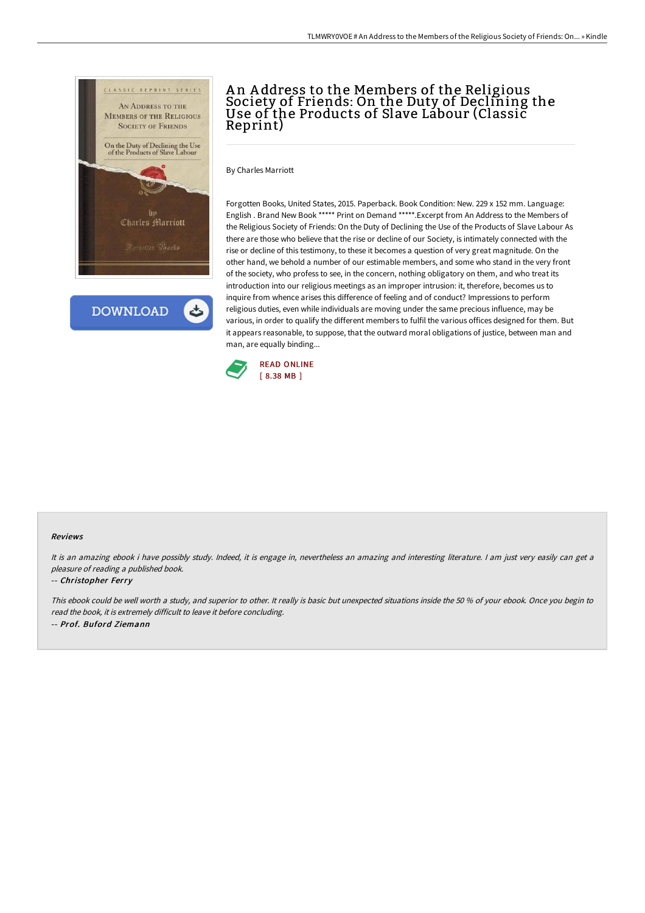# An Address to the Members of the Religious Society of Friends: On the Duty of Declining the Use of the Products of Slave Labour (Classic Reprint)

By Charles Marriott

Forgotten Books, United States, 2015. Paperback. Book Condition: New. 229 x 152 mm. Language: English . Brand New Book ***** Print on Demand *****.Excerpt from An Address to the Members of the Religious Society of Friends: On the Duty of Declining the Use of the Products of Slave Labour As there are those who believe that the rise or decline of our Society, is intimately connected with the rise or decline of this testimony, to these it becomes a question of very great magnitude. On the other hand, we behold a number of our estimable members, and some who stand in the very front of the society, who profess to see, in the concern, nothing obligatory on them, and who treat its introduction into our religious meetings as an improper intrusion: it, therefore, becomes us to inquire from whence arises this difference of feeling and of conduct? Impressions to perform religious duties, even while individuals are moving under the same precious influence, may be various, in order to qualify the different members to fulfil the various offices designed for them. But it appears reasonable, to suppose, that the outward moral obligations of justice, between man and man, are equally binding...

READ ONLINE
[ 8.38 MB ]

### Reviews

*It is an amazing ebook i have possibly study. Indeed, it is engage in, nevertheless an amazing and interesting literature. I am just very easily can get a pleasure of reading a published book.*

-- *Christopher Ferry*

*This ebook could be well worth a study, and superior to other. It really is basic but unexpected situations inside the 50 % of your ebook. Once you begin to read the book, it is extremely difficult to leave it before concluding.*

-- *Prof. Buford Ziemann*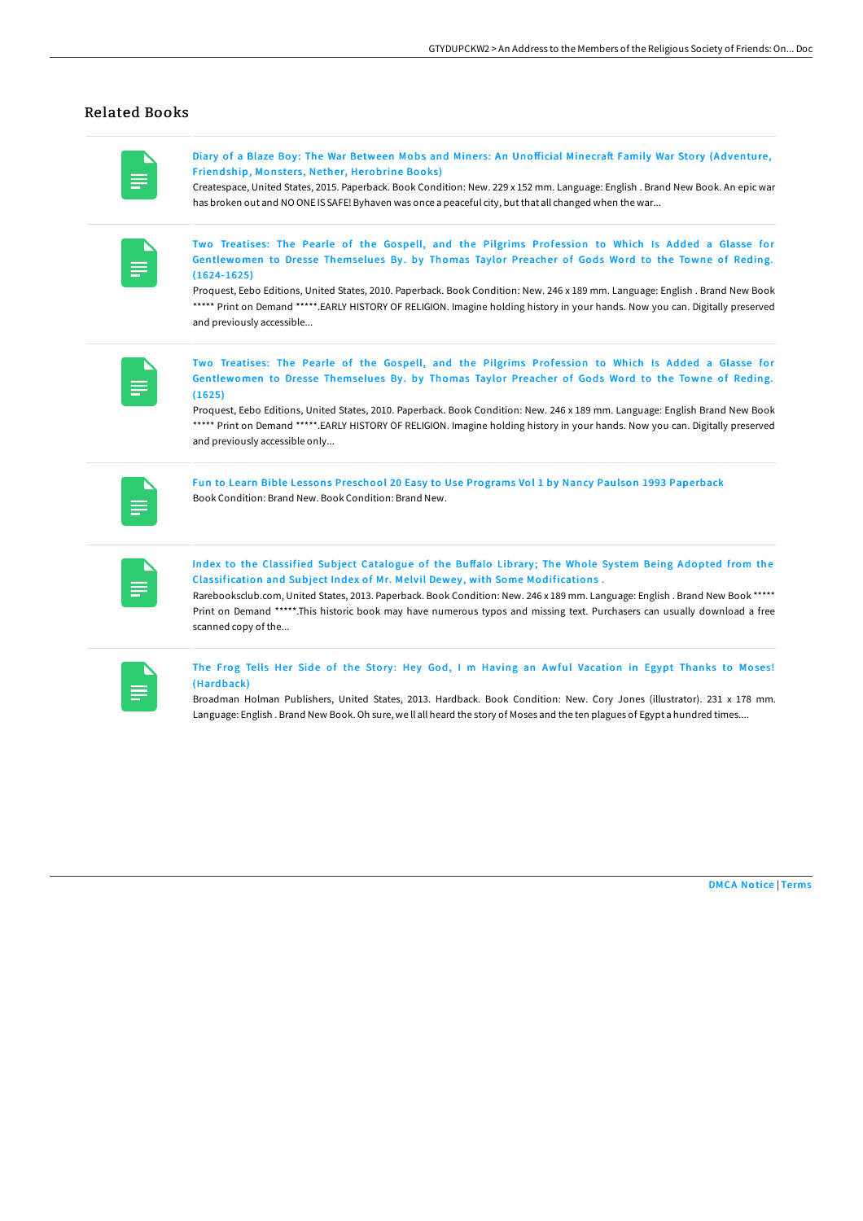## Related Books

**Diary of a Blaze Boy: The War Between Mobs and Miners: An Unofficial Minecraft Family War Story (Adventure, Friendship, Monsters, Nether, Herobrine Books)**

Createspace, United States, 2015. Paperback. Book Condition: New. 229 x 152 mm. Language: English . Brand New Book. An epic war has broken out and NO ONE IS SAFE! Byhaven was once a peaceful city, but that all changed when the war...

**Two Treatises: The Pearle of the Gospell, and the Pilgrims Profession to Which Is Added a Glasse for Gentlewomen to Dresse Themselues By. by Thomas Taylor Preacher of Gods Word to the Towne of Reding. (1624-1625)**

Proquest, Eebo Editions, United States, 2010. Paperback. Book Condition: New. 246 x 189 mm. Language: English . Brand New Book ***** Print on Demand *****.EARLY HISTORY OF RELIGION. Imagine holding history in your hands. Now you can. Digitally preserved and previously accessible...

**Two Treatises: The Pearle of the Gospell, and the Pilgrims Profession to Which Is Added a Glasse for Gentlewomen to Dresse Themselues By. by Thomas Taylor Preacher of Gods Word to the Towne of Reding. (1625)**

Proquest, Eebo Editions, United States, 2010. Paperback. Book Condition: New. 246 x 189 mm. Language: English Brand New Book ***** Print on Demand *****.EARLY HISTORY OF RELIGION. Imagine holding history in your hands. Now you can. Digitally preserved and previously accessible only...

**Fun to Learn Bible Lessons Preschool 20 Easy to Use Programs Vol 1 by Nancy Paulson 1993 Paperback**

Book Condition: Brand New. Book Condition: Brand New.

**Index to the Classified Subject Catalogue of the Buffalo Library; The Whole System Being Adopted from the Classification and Subject Index of Mr. Melvil Dewey, with Some Modifications .**

Rarebooksclub.com, United States, 2013. Paperback. Book Condition: New. 246 x 189 mm. Language: English . Brand New Book ***** Print on Demand *****.This historic book may have numerous typos and missing text. Purchasers can usually download a free scanned copy of the...

**The Frog Tells Her Side of the Story: Hey God, I m Having an Awful Vacation in Egypt Thanks to Moses! (Hardback)**

Broadman Holman Publishers, United States, 2013. Hardback. Book Condition: New. Cory Jones (illustrator). 231 x 178 mm. Language: English . Brand New Book. Oh sure, we ll all heard the story of Moses and the ten plagues of Egypt a hundred times....

DMCA Notice | Terms